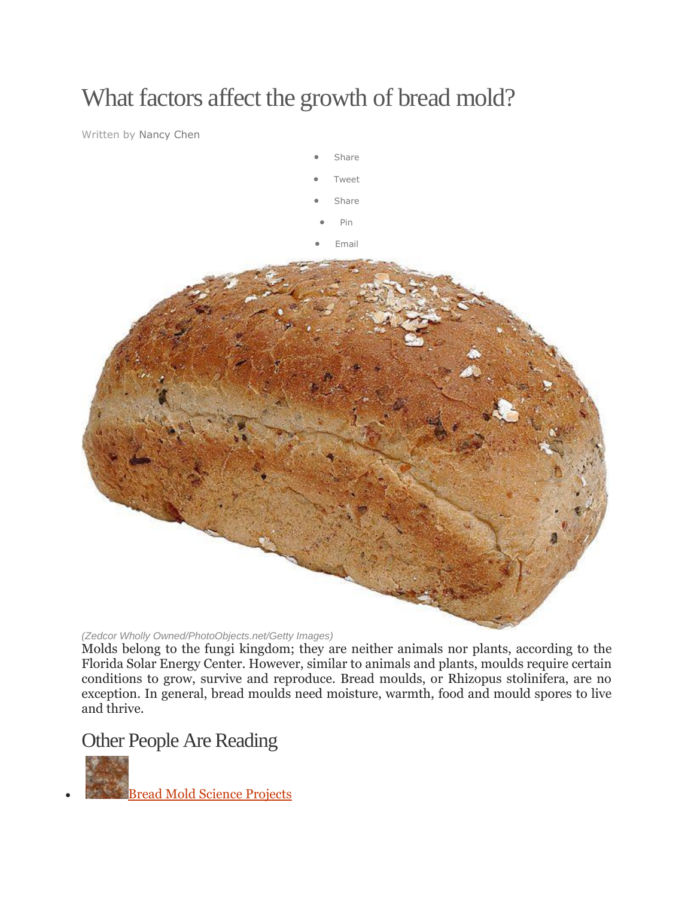# What factors affect the growth of bread mold?

Written by Nancy Chen

- Share
- Tweet
- Share
- Pin
- Email

(Zedcor Wholly Owned/PhotoObjects.net/Getty Images)

Molds belong to the fungi kingdom; they are neither animals nor plants, according to the Florida Solar Energy Center. However, similar to animals and plants, moulds require certain conditions to grow, survive and reproduce. Bread moulds, or Rhizopus stolinifera, are no exception. In general, bread moulds need moisture, warmth, food and mould spores to live and thrive.

## Other People Are Reading

- Bread Mold Science Projects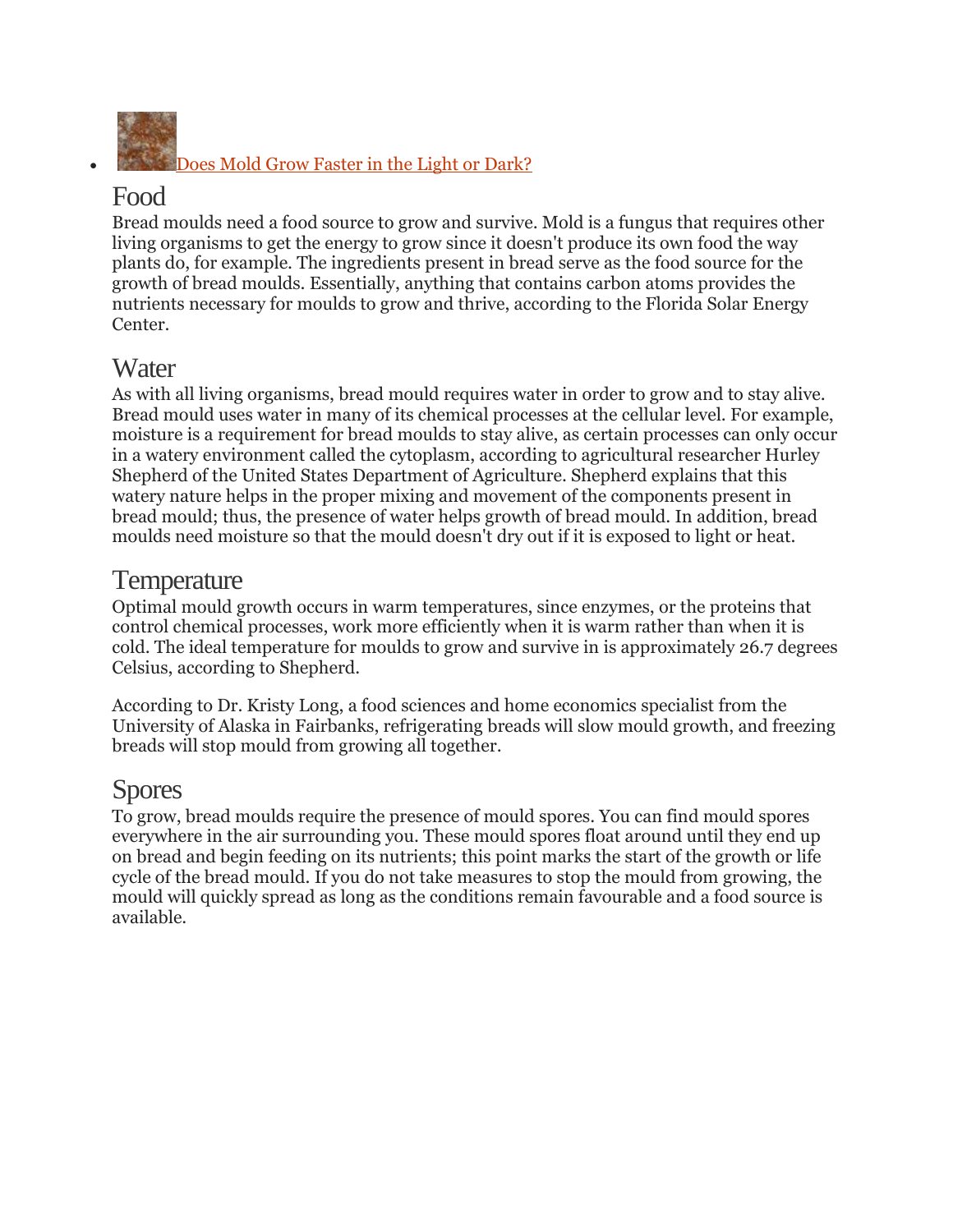- [Does Mold Grow Faster in the Light or Dark?]

## Food

Bread moulds need a food source to grow and survive. Mold is a fungus that requires other living organisms to get the energy to grow since it doesn't produce its own food the way plants do, for example. The ingredients present in bread serve as the food source for the growth of bread moulds. Essentially, anything that contains carbon atoms provides the nutrients necessary for moulds to grow and thrive, according to the Florida Solar Energy Center.

## Water

As with all living organisms, bread mould requires water in order to grow and to stay alive. Bread mould uses water in many of its chemical processes at the cellular level. For example, moisture is a requirement for bread moulds to stay alive, as certain processes can only occur in a watery environment called the cytoplasm, according to agricultural researcher Hurley Shepherd of the United States Department of Agriculture. Shepherd explains that this watery nature helps in the proper mixing and movement of the components present in bread mould; thus, the presence of water helps growth of bread mould. In addition, bread moulds need moisture so that the mould doesn't dry out if it is exposed to light or heat.

## Temperature

Optimal mould growth occurs in warm temperatures, since enzymes, or the proteins that control chemical processes, work more efficiently when it is warm rather than when it is cold. The ideal temperature for moulds to grow and survive in is approximately 26.7 degrees Celsius, according to Shepherd.

According to Dr. Kristy Long, a food sciences and home economics specialist from the University of Alaska in Fairbanks, refrigerating breads will slow mould growth, and freezing breads will stop mould from growing all together.

## Spores

To grow, bread moulds require the presence of mould spores. You can find mould spores everywhere in the air surrounding you. These mould spores float around until they end up on bread and begin feeding on its nutrients; this point marks the start of the growth or life cycle of the bread mould. If you do not take measures to stop the mould from growing, the mould will quickly spread as long as the conditions remain favourable and a food source is available.